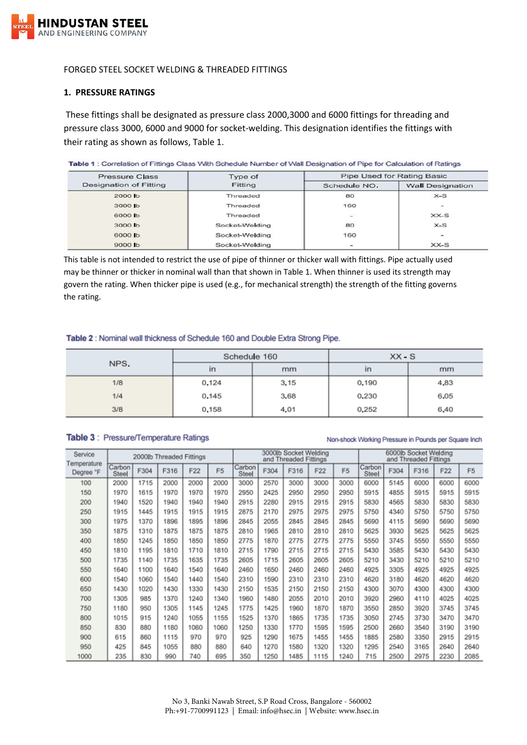FORGED STEEL SOCKET WELDING & THREADED FITTINGS

## 1. PRESSURE RATINGS

These fittings shall be designated as pressure class 2000,3000 and 6000 fittings for threading and pressure class 3000, 6000 and 9000 for socket-welding. This designation identifies the fittings with their rating as shown as follows, Table 1.

**Table 1** : Correlation of Fittings Class With Schedule Number of Wall Designation of Pipe for Calculation of Ratings

| Pressure Class Designation of Fitting | Type of Fitting | Pipe Used for Rating Basis | |
|---|---|---|---|
| | | Schedule NO. | Wall Designation |
| 2000 lb | Threaded | 80 | X-S |
| 3000 lb | Threaded | 160 | - |
| 6000 lb | Threaded | - | XX-S |
| 3000 lb | Socket-Welding | 80 | X-S |
| 6000 lb | Socket-Welding | 160 | - |
| 9000 lb | Socket-Welding | - | XX-S |

This table is not intended to restrict the use of pipe of thinner or thicker wall with fittings. Pipe actually used may be thinner or thicker in nominal wall than that shown in Table 1. When thinner is used its strength may govern the rating. When thicker pipe is used (e.g., for mechanical strength) the strength of the fitting governs the rating.

**Table 2** : Nominal wall thickness of Schedule 160 and Double Extra Strong Pipe.

| NPS. | Schedule 160 | | XX - S | |
|---|---|---|---|---|
| | in | mm | in | mm |
| 1/8 | 0.124 | 3.15 | 0.190 | 4.83 |
| 1/4 | 0.145 | 3.68 | 0.230 | 6.05 |
| 3/8 | 0.158 | 4.01 | 0.252 | 6.40 |

**Table 3** : Pressure/Temperature Ratings

Non-shock Working Pressure in Pounds per Square Inch

| Service Temperature Degree °F | 2000lb Threaded Fittings | | | | | 3000lb Socket Welding and Threaded Fittings | | | | | 6000lb Socket Welding and Threaded Fittings | | | | |
|---|---|---|---|---|---|---|---|---|---|---|---|---|---|---|---|
| | Carbon Steel | F304 | F316 | F22 | F5 | Carbon Steel | F304 | F316 | F22 | F5 | Carbon Steel | F304 | F316 | F22 | F5 |
| 100 | 2000 | 1715 | 2000 | 2000 | 2000 | 3000 | 2570 | 3000 | 3000 | 3000 | 6000 | 5145 | 6000 | 6000 | 6000 |
| 150 | 1970 | 1615 | 1970 | 1970 | 1970 | 2950 | 2425 | 2950 | 2950 | 2950 | 5915 | 4855 | 5915 | 5915 | 5915 |
| 200 | 1940 | 1520 | 1940 | 1940 | 1940 | 2915 | 2280 | 2915 | 2915 | 2915 | 5830 | 4565 | 5830 | 5830 | 5830 |
| 250 | 1915 | 1445 | 1915 | 1915 | 1915 | 2875 | 2170 | 2975 | 2975 | 2975 | 5750 | 4340 | 5750 | 5750 | 5750 |
| 300 | 1975 | 1370 | 1896 | 1895 | 1896 | 2845 | 2055 | 2845 | 2845 | 2845 | 5690 | 4115 | 5690 | 5690 | 5690 |
| 350 | 1875 | 1310 | 1875 | 1875 | 1875 | 2810 | 1965 | 2810 | 2810 | 2810 | 5625 | 3930 | 5625 | 5625 | 5625 |
| 400 | 1850 | 1245 | 1850 | 1850 | 1850 | 2775 | 1870 | 2775 | 2775 | 2775 | 5550 | 3745 | 5550 | 5550 | 5550 |
| 450 | 1810 | 1195 | 1810 | 1710 | 1810 | 2715 | 1790 | 2715 | 2715 | 2715 | 5430 | 3585 | 5430 | 5430 | 5430 |
| 500 | 1735 | 1140 | 1735 | 1635 | 1735 | 2605 | 1715 | 2605 | 2605 | 2605 | 5210 | 3430 | 5210 | 5210 | 5210 |
| 550 | 1640 | 1100 | 1640 | 1540 | 1640 | 2460 | 1650 | 2460 | 2460 | 2460 | 4925 | 3305 | 4925 | 4925 | 4925 |
| 600 | 1540 | 1060 | 1540 | 1440 | 1540 | 2310 | 1590 | 2310 | 2310 | 2310 | 4620 | 3180 | 4620 | 4620 | 4620 |
| 650 | 1430 | 1020 | 1430 | 1330 | 1430 | 2150 | 1535 | 2150 | 2150 | 2150 | 4300 | 3070 | 4300 | 4300 | 4300 |
| 700 | 1305 | 985 | 1370 | 1240 | 1340 | 1960 | 1480 | 2055 | 2010 | 2010 | 3920 | 2960 | 4110 | 4025 | 4025 |
| 750 | 1180 | 950 | 1305 | 1145 | 1245 | 1775 | 1425 | 1960 | 1870 | 1870 | 3550 | 2850 | 3920 | 3745 | 3745 |
| 800 | 1015 | 915 | 1240 | 1055 | 1155 | 1525 | 1370 | 1865 | 1735 | 1735 | 3050 | 2745 | 3730 | 3470 | 3470 |
| 850 | 830 | 880 | 1180 | 1060 | 1060 | 1250 | 1330 | 1770 | 1595 | 1595 | 2500 | 2660 | 3540 | 3190 | 3190 |
| 900 | 615 | 860 | 1115 | 970 | 970 | 925 | 1290 | 1675 | 1455 | 1455 | 1885 | 2580 | 3350 | 2915 | 2915 |
| 950 | 425 | 845 | 1055 | 880 | 880 | 640 | 1270 | 1580 | 1320 | 1320 | 1295 | 2540 | 3165 | 2640 | 2640 |
| 1000 | 235 | 830 | 990 | 740 | 695 | 350 | 1250 | 1485 | 1115 | 1240 | 715 | 2500 | 2975 | 2230 | 2085 |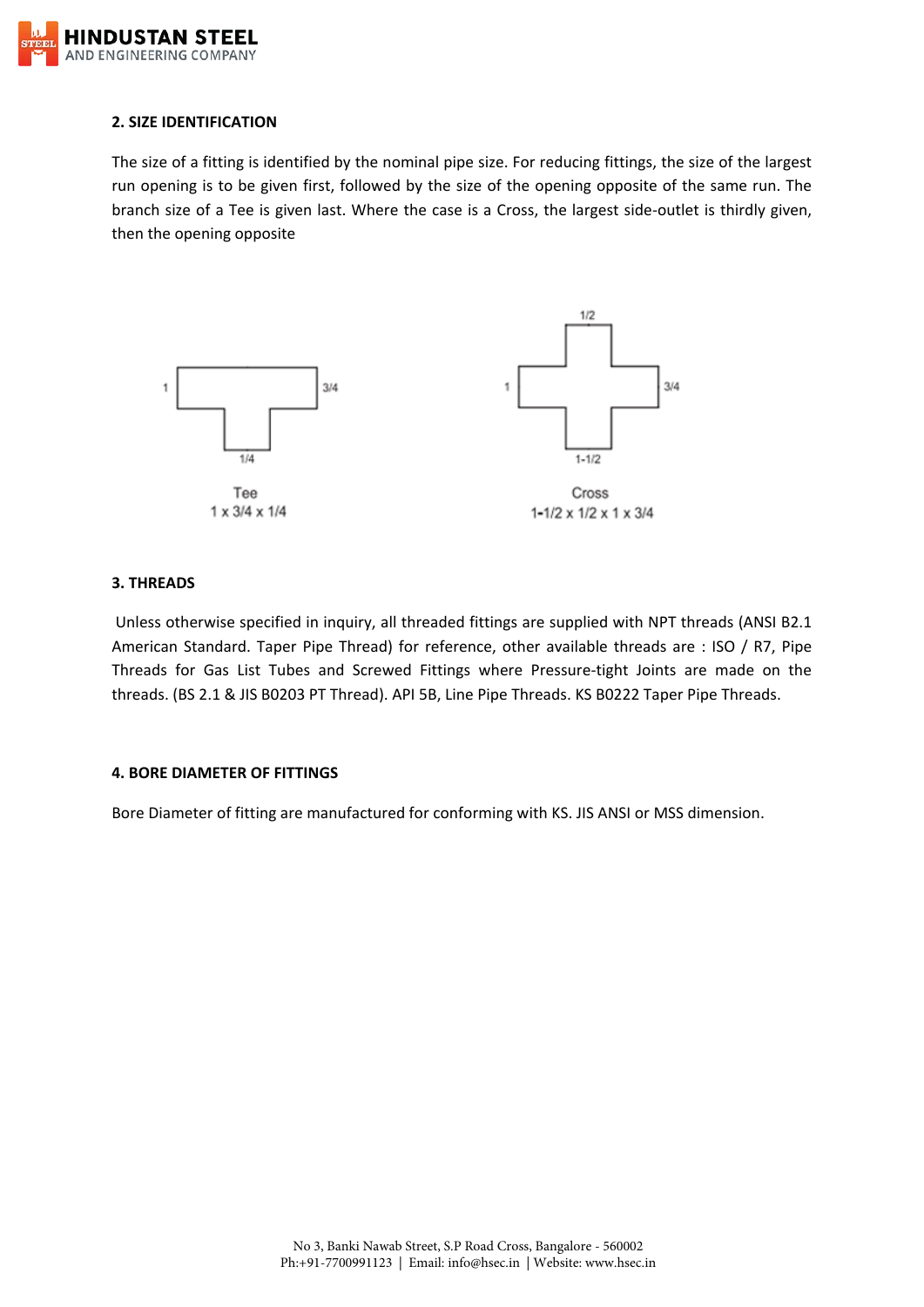## 2. SIZE IDENTIFICATION

The size of a fitting is identified by the nominal pipe size. For reducing fittings, the size of the largest run opening is to be given first, followed by the size of the opening opposite of the same run. The branch size of a Tee is given last. Where the case is a Cross, the largest side-outlet is thirdly given, then the opening opposite

1
3/4
1/4
Tee
1 x 3/4 x 1/4

1/2
1
3/4
1-1/2
Cross
1-1/2 x 1/2 x 1 x 3/4

## 3. THREADS

Unless otherwise specified in inquiry, all threaded fittings are supplied with NPT threads (ANSI B2.1 American Standard. Taper Pipe Thread) for reference, other available threads are : ISO / R7, Pipe Threads for Gas List Tubes and Screwed Fittings where Pressure-tight Joints are made on the threads. (BS 2.1 & JIS B0203 PT Thread). API 5B, Line Pipe Threads. KS B0222 Taper Pipe Threads.

## 4. BORE DIAMETER OF FITTINGS

Bore Diameter of fitting are manufactured for conforming with KS. JIS ANSI or MSS dimension.